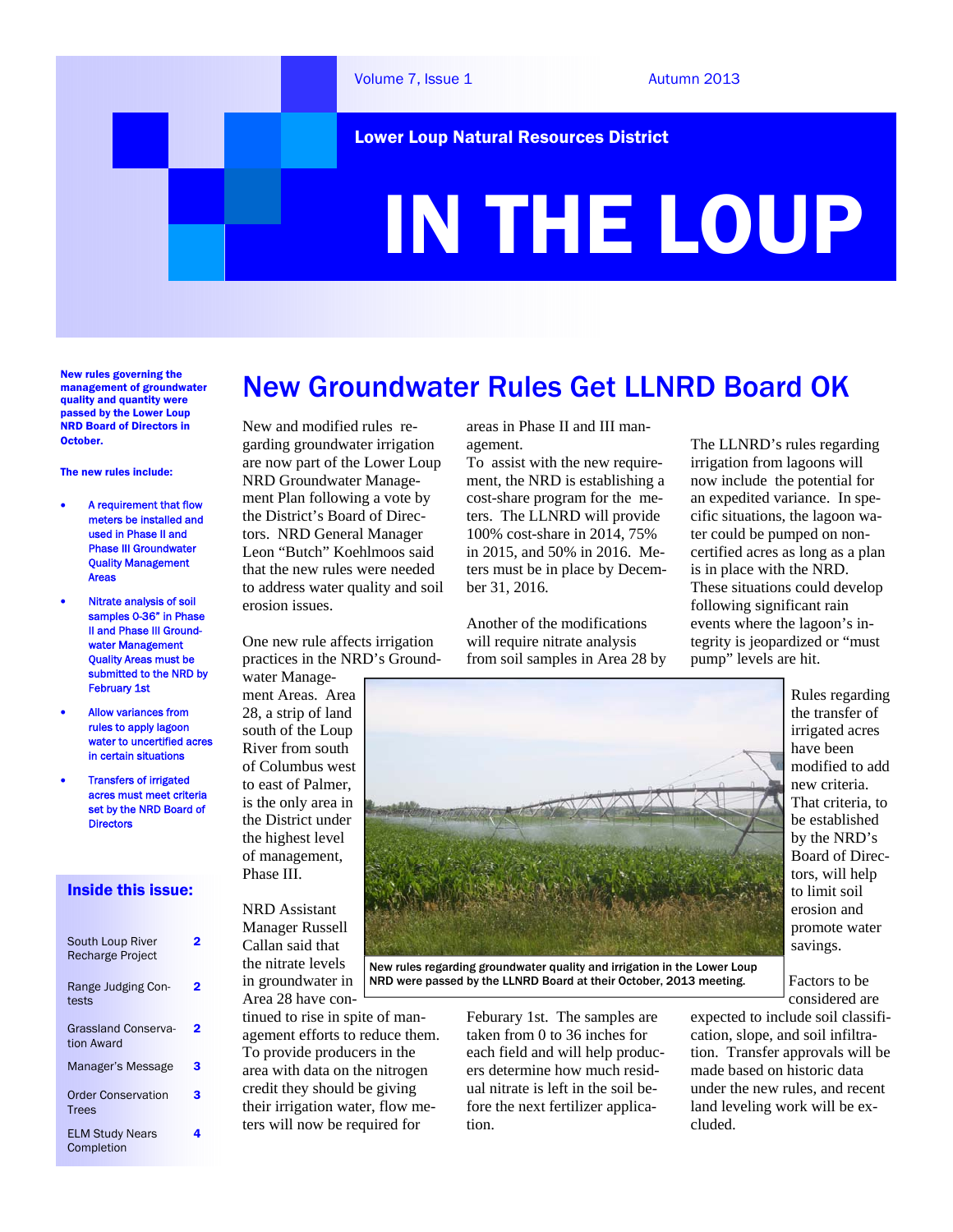Lower Loop Natural Resources District

# IN THE LOUP

New rules governing the management of groundwater quality and quantity were passed by the Lower Loup NRD Board of Directors in October.

The new rules include:

- A requirement that flow meters be installed and used in Phase II and Phase III Groundwater Quality Management Areas
- Nitrate analysis of soil samples 0-36" in Phase II and Phase III Groundwater Management Quality Areas must be submitted to the NRD by February 1st
- Allow variances from rules to apply lagoon water to uncertified acres in certain situations
- Transfers of irrigated acres must meet criteria set by the NRD Board of Directors

## Inside this issue:

| | |
|---|---|
| South Loup River Recharge Project | 2 |
| Range Judging Contests | 2 |
| Grassland Conservation Award | 2 |
| Manager's Message | 3 |
| Order Conservation Trees | 3 |
| ELM Study Nears Completion | 4 |

# New Groundwater Rules Get LLNRD Board OK

New and modified rules regarding groundwater irrigation are now part of the Lower Loup NRD Groundwater Management Plan following a vote by the District's Board of Directors. NRD General Manager Leon "Butch" Koehlmoos said that the new rules were needed to address water quality and soil erosion issues.

One new rule affects irrigation practices in the NRD's Groundwater Management Areas. Area 28, a strip of land south of the Loup River from south of Columbus west to east of Palmer, is the only area in the District under the highest level of management, Phase III.

NRD Assistant Manager Russell Callan said that the nitrate levels in groundwater in Area 28 have continued to rise in spite of management efforts to reduce them. To provide producers in the area with data on the nitrogen credit they should be giving their irrigation water, flow meters will now be required for areas in Phase II and III management.

To assist with the new requirement, the NRD is establishing a cost-share program for the meters. The LLNRD will provide 100% cost-share in 2014, 75% in 2015, and 50% in 2016. Meters must be in place by December 31, 2016.

Another of the modifications will require nitrate analysis from soil samples in Area 28 by Feburary 1st. The samples are taken from 0 to 36 inches for each field and will help producers determine how much residual nitrate is left in the soil before the next fertilizer application.

The LLNRD's rules regarding irrigation from lagoons will now include the potential for an expedited variance. In specific situations, the lagoon water could be pumped on non-certified acres as long as a plan is in place with the NRD. These situations could develop following significant rain events where the lagoon's integrity is jeopardized or "must pump" levels are hit.

Rules regarding the transfer of irrigated acres have been modified to add new criteria. That criteria, to be established by the NRD's Board of Directors, will help to limit soil erosion and promote water savings.

New rules regarding groundwater quality and irrigation in the Lower Loup NRD were passed by the LLNRD Board at their October, 2013 meeting.

Factors to be considered are expected to include soil classification, slope, and soil infiltration. Transfer approvals will be made based on historic data under the new rules, and recent land leveling work will be excluded.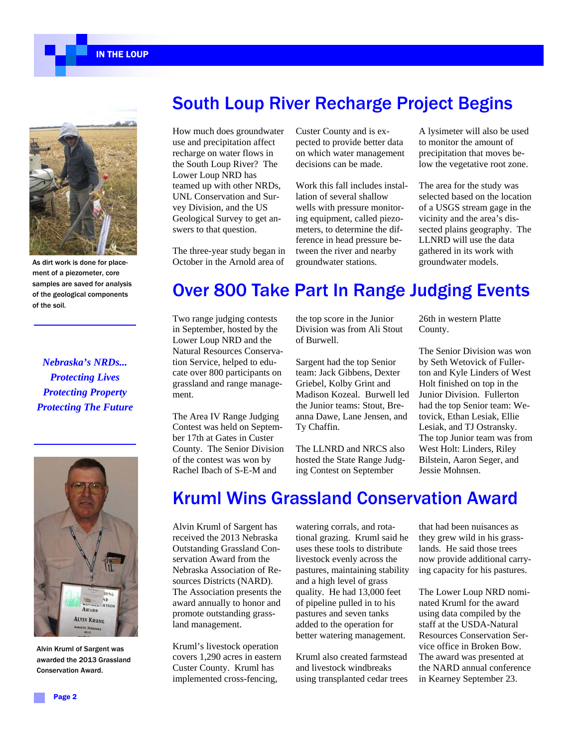# South Loup River Recharge Project Begins

How much does groundwater use and precipitation affect recharge on water flows in the South Loup River? The Lower Loup NRD has teamed up with other NRDs, UNL Conservation and Survey Division, and the US Geological Survey to get answers to that question.

The three-year study began in October in the Arnold area of Custer County and is expected to provide better data on which water management decisions can be made.

Work this fall includes installation of several shallow wells with pressure monitoring equipment, called piezometers, to determine the difference in head pressure between the river and nearby groundwater stations.

A lysimeter will also be used to monitor the amount of precipitation that moves below the vegetative root zone.

The area for the study was selected based on the location of a USGS stream gage in the vicinity and the area's dissected plains geography. The LLNRD will use the data gathered in its work with groundwater models.

As dirt work is done for placement of a piezometer, core samples are saved for analysis of the geological components of the soil.

*Nebraska's NRDs...*
*Protecting Lives*
*Protecting Property*
*Protecting The Future*

# Over 800 Take Part In Range Judging Events

Two range judging contests in September, hosted by the Lower Loup NRD and the Natural Resources Conservation Service, helped to educate over 800 participants on grassland and range management.

The Area IV Range Judging Contest was held on September 17th at Gates in Custer County. The Senior Division of the contest was won by Rachel Ibach of S-E-M and the top score in the Junior Division was from Ali Stout of Burwell.

Sargent had the top Senior team: Jack Gibbens, Dexter Griebel, Kolby Grint and Madison Kozeal. Burwell led the Junior teams: Stout, Breanna Dawe, Lane Jensen, and Ty Chaffin.

The LLNRD and NRCS also hosted the State Range Judging Contest on September 26th in western Platte County.

The Senior Division was won by Seth Wetovick of Fullerton and Kyle Linders of West Holt finished on top in the Junior Division. Fullerton had the top Senior team: Wetovick, Ethan Lesiak, Ellie Lesiak, and TJ Ostransky. The top Junior team was from West Holt: Linders, Riley Bilstein, Aaron Seger, and Jessie Mohnsen.

# Kruml Wins Grassland Conservation Award

Alvin Kruml of Sargent has received the 2013 Nebraska Outstanding Grassland Conservation Award from the Nebraska Association of Resources Districts (NARD). The Association presents the award annually to honor and promote outstanding grassland management.

Kruml's livestock operation covers 1,290 acres in eastern Custer County. Kruml has implemented cross-fencing, watering corrals, and rotational grazing. Kruml said he uses these tools to distribute livestock evenly across the pastures, maintaining stability and a high level of grass quality. He had 13,000 feet of pipeline pulled in to his pastures and seven tanks added to the operation for better watering management.

Kruml also created farmstead and livestock windbreaks using transplanted cedar trees that had been nuisances as they grew wild in his grasslands. He said those trees now provide additional carrying capacity for his pastures.

The Lower Loup NRD nominated Kruml for the award using data compiled by the staff at the USDA-Natural Resources Conservation Service office in Broken Bow. The award was presented at the NARD annual conference in Kearney September 23.

Alvin Kruml of Sargent was awarded the 2013 Grassland Conservation Award.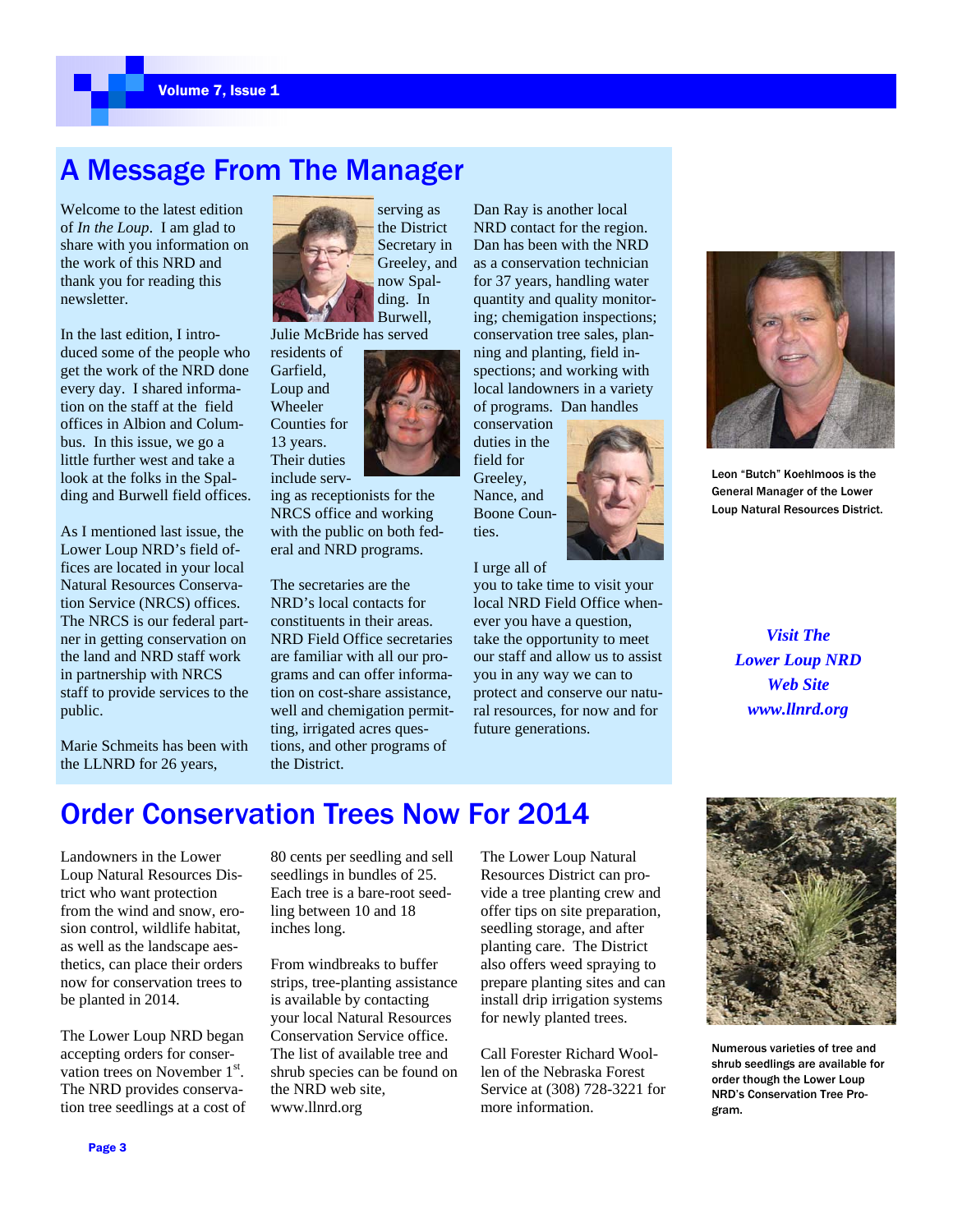## A Message From The Manager

Welcome to the latest edition of *In the Loup*. I am glad to share with you information on the work of this NRD and thank you for reading this newsletter.

In the last edition, I introduced some of the people who get the work of the NRD done every day. I shared information on the staff at the field offices in Albion and Columbus. In this issue, we go a little further west and take a look at the folks in the Spalding and Burwell field offices.

As I mentioned last issue, the Lower Loup NRD's field offices are located in your local Natural Resources Conservation Service (NRCS) offices. The NRCS is our federal partner in getting conservation on the land and NRD staff work in partnership with NRCS staff to provide services to the public.

Marie Schmeits has been with the LLNRD for 26 years, serving as the District Secretary in Greeley, and now Spalding. In Burwell, Julie McBride has served residents of Garfield, Loup and Wheeler Counties for 13 years. Their duties include serving as receptionists for the NRCS office and working with the public on both federal and NRD programs.

The secretaries are the NRD's local contacts for constituents in their areas. NRD Field Office secretaries are familiar with all our programs and can offer information on cost-share assistance, well and chemigation permitting, irrigated acres questions, and other programs of the District.

Dan Ray is another local NRD contact for the region. Dan has been with the NRD as a conservation technician for 37 years, handling water quantity and quality monitoring; chemigation inspections; conservation tree sales, planning and planting, field inspections; and working with local landowners in a variety of programs. Dan handles conservation duties in the field for Greeley, Nance, and Boone Counties.

I urge all of you to take time to visit your local NRD Field Office whenever you have a question, take the opportunity to meet our staff and allow us to assist you in any way we can to protect and conserve our natural resources, for now and for future generations.

Leon "Butch" Koehlmoos is the General Manager of the Lower Loup Natural Resources District.

***Visit The Lower Loup NRD Web Site www.llnrd.org***

## Order Conservation Trees Now For 2014

Landowners in the Lower Loup Natural Resources District who want protection from the wind and snow, erosion control, wildlife habitat, as well as the landscape aesthetics, can place their orders now for conservation trees to be planted in 2014.

The Lower Loup NRD began accepting orders for conservation trees on November 1st. The NRD provides conservation tree seedlings at a cost of 80 cents per seedling and sell seedlings in bundles of 25. Each tree is a bare-root seedling between 10 and 18 inches long.

From windbreaks to buffer strips, tree-planting assistance is available by contacting your local Natural Resources Conservation Service office. The list of available tree and shrub species can be found on the NRD web site, www.llnrd.org

The Lower Loup Natural Resources District can provide a tree planting crew and offer tips on site preparation, seedling storage, and after planting care. The District also offers weed spraying to prepare planting sites and can install drip irrigation systems for newly planted trees.

Call Forester Richard Woollen of the Nebraska Forest Service at (308) 728-3221 for more information.

Numerous varieties of tree and shrub seedlings are available for order though the Lower Loup NRD's Conservation Tree Program.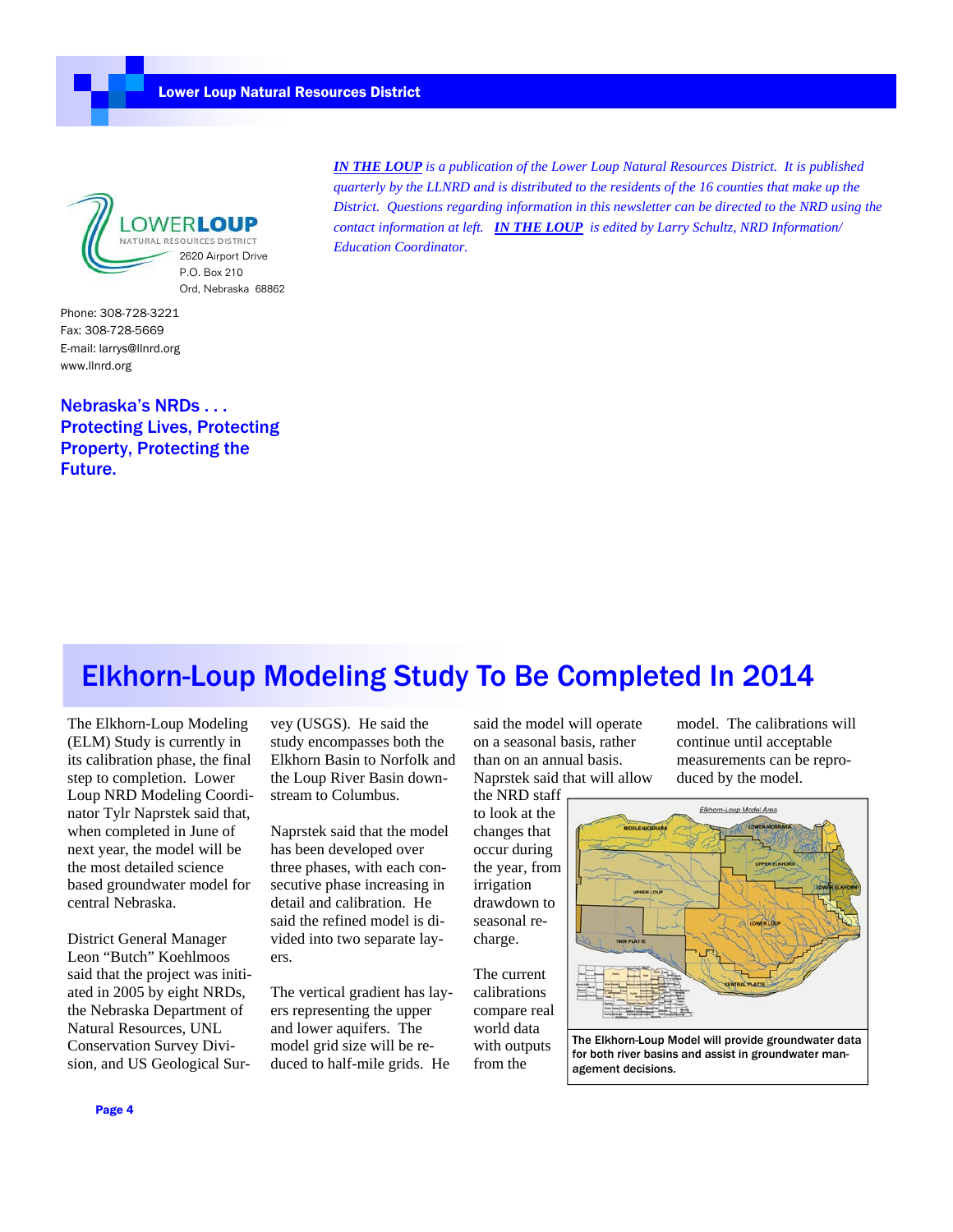![LOWERLOUP Natural Resources District logo]

2620 Airport Drive
P.O. Box 210
Ord, Nebraska 68862

Phone: 308-728-3221
Fax: 308-728-5669
E-mail: larrys@llnrd.org
www.llnrd.org

**Nebraska's NRDs . . . Protecting Lives, Protecting Property, Protecting the Future.**

*__IN THE LOUP__ is a publication of the Lower Loup Natural Resources District. It is published quarterly by the LLNRD and is distributed to the residents of the 16 counties that make up the District. Questions regarding information in this newsletter can be directed to the NRD using the contact information at left. __IN THE LOUP__ is edited by Larry Schultz, NRD Information/ Education Coordinator.*

# Elkhorn-Loup Modeling Study To Be Completed In 2014

The Elkhorn-Loup Modeling (ELM) Study is currently in its calibration phase, the final step to completion. Lower Loup NRD Modeling Coordinator Tylr Naprstek said that, when completed in June of next year, the model will be the most detailed science based groundwater model for central Nebraska.

District General Manager Leon "Butch" Koehlmoos said that the project was initiated in 2005 by eight NRDs, the Nebraska Department of Natural Resources, UNL Conservation Survey Division, and US Geological Survey (USGS). He said the study encompasses both the Elkhorn Basin to Norfolk and the Loup River Basin downstream to Columbus.

Naprstek said that the model has been developed over three phases, with each consecutive phase increasing in detail and calibration. He said the refined model is divided into two separate layers.

The vertical gradient has layers representing the upper and lower aquifers. The model grid size will be reduced to half-mile grids. He said the model will operate on a seasonal basis, rather than on an annual basis. Naprstek said that will allow the NRD staff to look at the changes that occur during the year, from irrigation drawdown to seasonal recharge.

The current calibrations compare real world data with outputs from the model. The calibrations will continue until acceptable measurements can be reproduced by the model.

Elkhorn-Loup Model Area
MIDDLE NIOBRARA
LOWER NIOBRARA
UPPER ELKHORN
LOWER ELKHORN
UPPER LOUP
LOWER LOUP
TWIN PLATTE
CENTRAL PLATTE

The Elkhorn-Loup Model will provide groundwater data for both river basins and assist in groundwater management decisions.